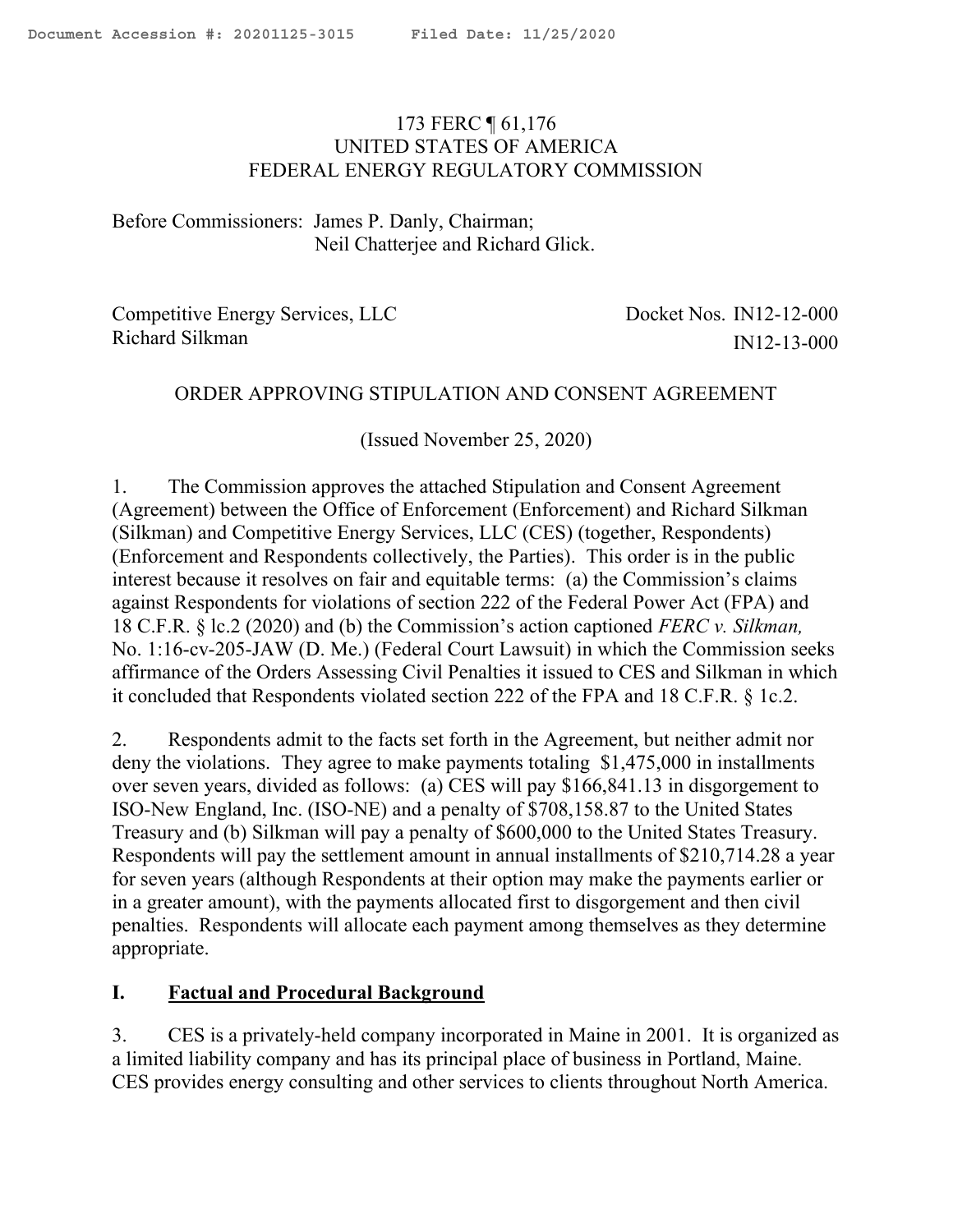173 FERC ¶ 61,176
UNITED STATES OF AMERICA
FEDERAL ENERGY REGULATORY COMMISSION

Before Commissioners: James P. Danly, Chairman;
Neil Chatterjee and Richard Glick.

| | |
|---|---|
| Competitive Energy Services, LLC<br>Richard Silkman | Docket Nos. IN12-12-000<br>IN12-13-000 |

ORDER APPROVING STIPULATION AND CONSENT AGREEMENT

(Issued November 25, 2020)

1. The Commission approves the attached Stipulation and Consent Agreement (Agreement) between the Office of Enforcement (Enforcement) and Richard Silkman (Silkman) and Competitive Energy Services, LLC (CES) (together, Respondents) (Enforcement and Respondents collectively, the Parties). This order is in the public interest because it resolves on fair and equitable terms: (a) the Commission's claims against Respondents for violations of section 222 of the Federal Power Act (FPA) and 18 C.F.R. § lc.2 (2020) and (b) the Commission's action captioned *FERC v. Silkman,* No. 1:16-cv-205-JAW (D. Me.) (Federal Court Lawsuit) in which the Commission seeks affirmance of the Orders Assessing Civil Penalties it issued to CES and Silkman in which it concluded that Respondents violated section 222 of the FPA and 18 C.F.R. § 1c.2.

2. Respondents admit to the facts set forth in the Agreement, but neither admit nor deny the violations. They agree to make payments totaling $1,475,000 in installments over seven years, divided as follows: (a) CES will pay $166,841.13 in disgorgement to ISO-New England, Inc. (ISO-NE) and a penalty of $708,158.87 to the United States Treasury and (b) Silkman will pay a penalty of $600,000 to the United States Treasury. Respondents will pay the settlement amount in annual installments of $210,714.28 a year for seven years (although Respondents at their option may make the payments earlier or in a greater amount), with the payments allocated first to disgorgement and then civil penalties. Respondents will allocate each payment among themselves as they determine appropriate.

## I. Factual and Procedural Background

3. CES is a privately-held company incorporated in Maine in 2001. It is organized as a limited liability company and has its principal place of business in Portland, Maine. CES provides energy consulting and other services to clients throughout North America.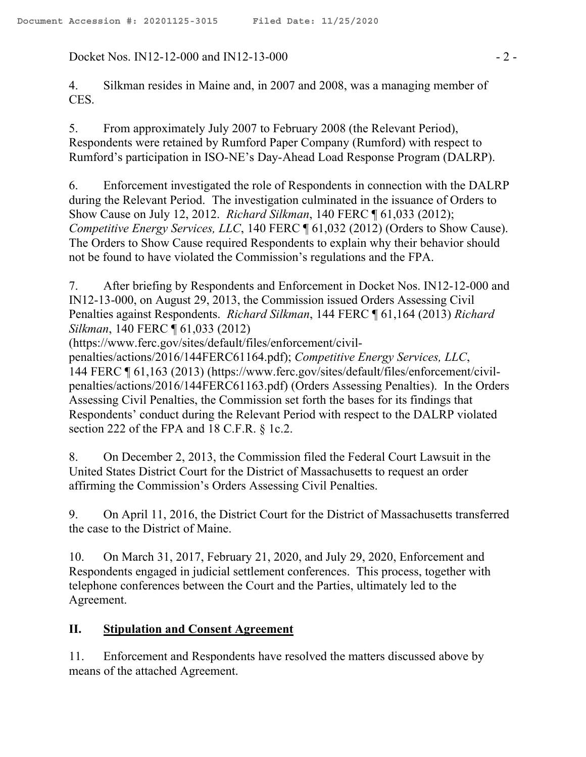4. Silkman resides in Maine and, in 2007 and 2008, was a managing member of CES.

5. From approximately July 2007 to February 2008 (the Relevant Period), Respondents were retained by Rumford Paper Company (Rumford) with respect to Rumford's participation in ISO-NE's Day-Ahead Load Response Program (DALRP).

6. Enforcement investigated the role of Respondents in connection with the DALRP during the Relevant Period. The investigation culminated in the issuance of Orders to Show Cause on July 12, 2012. *Richard Silkman*, 140 FERC ¶ 61,033 (2012); *Competitive Energy Services, LLC*, 140 FERC ¶ 61,032 (2012) (Orders to Show Cause). The Orders to Show Cause required Respondents to explain why their behavior should not be found to have violated the Commission's regulations and the FPA.

7. After briefing by Respondents and Enforcement in Docket Nos. IN12-12-000 and IN12-13-000, on August 29, 2013, the Commission issued Orders Assessing Civil Penalties against Respondents. *Richard Silkman*, 144 FERC ¶ 61,164 (2013) *Richard Silkman*, 140 FERC ¶ 61,033 (2012) (https://www.ferc.gov/sites/default/files/enforcement/civil-penalties/actions/2016/144FERC61164.pdf); *Competitive Energy Services, LLC*, 144 FERC ¶ 61,163 (2013) (https://www.ferc.gov/sites/default/files/enforcement/civil-penalties/actions/2016/144FERC61163.pdf) (Orders Assessing Penalties). In the Orders Assessing Civil Penalties, the Commission set forth the bases for its findings that Respondents' conduct during the Relevant Period with respect to the DALRP violated section 222 of the FPA and 18 C.F.R. § 1c.2.

8. On December 2, 2013, the Commission filed the Federal Court Lawsuit in the United States District Court for the District of Massachusetts to request an order affirming the Commission's Orders Assessing Civil Penalties.

9. On April 11, 2016, the District Court for the District of Massachusetts transferred the case to the District of Maine.

10. On March 31, 2017, February 21, 2020, and July 29, 2020, Enforcement and Respondents engaged in judicial settlement conferences. This process, together with telephone conferences between the Court and the Parties, ultimately led to the Agreement.

## II. Stipulation and Consent Agreement

11. Enforcement and Respondents have resolved the matters discussed above by means of the attached Agreement.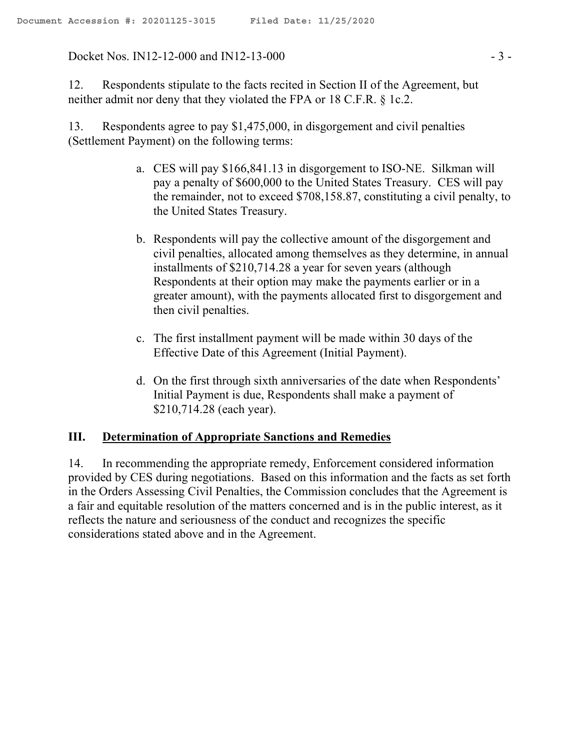12. Respondents stipulate to the facts recited in Section II of the Agreement, but neither admit nor deny that they violated the FPA or 18 C.F.R. § 1c.2.

13. Respondents agree to pay $1,475,000, in disgorgement and civil penalties (Settlement Payment) on the following terms:

a. CES will pay $166,841.13 in disgorgement to ISO-NE. Silkman will pay a penalty of $600,000 to the United States Treasury. CES will pay the remainder, not to exceed $708,158.87, constituting a civil penalty, to the United States Treasury.

b. Respondents will pay the collective amount of the disgorgement and civil penalties, allocated among themselves as they determine, in annual installments of $210,714.28 a year for seven years (although Respondents at their option may make the payments earlier or in a greater amount), with the payments allocated first to disgorgement and then civil penalties.

c. The first installment payment will be made within 30 days of the Effective Date of this Agreement (Initial Payment).

d. On the first through sixth anniversaries of the date when Respondents' Initial Payment is due, Respondents shall make a payment of $210,714.28 (each year).

## III. Determination of Appropriate Sanctions and Remedies

14. In recommending the appropriate remedy, Enforcement considered information provided by CES during negotiations. Based on this information and the facts as set forth in the Orders Assessing Civil Penalties, the Commission concludes that the Agreement is a fair and equitable resolution of the matters concerned and is in the public interest, as it reflects the nature and seriousness of the conduct and recognizes the specific considerations stated above and in the Agreement.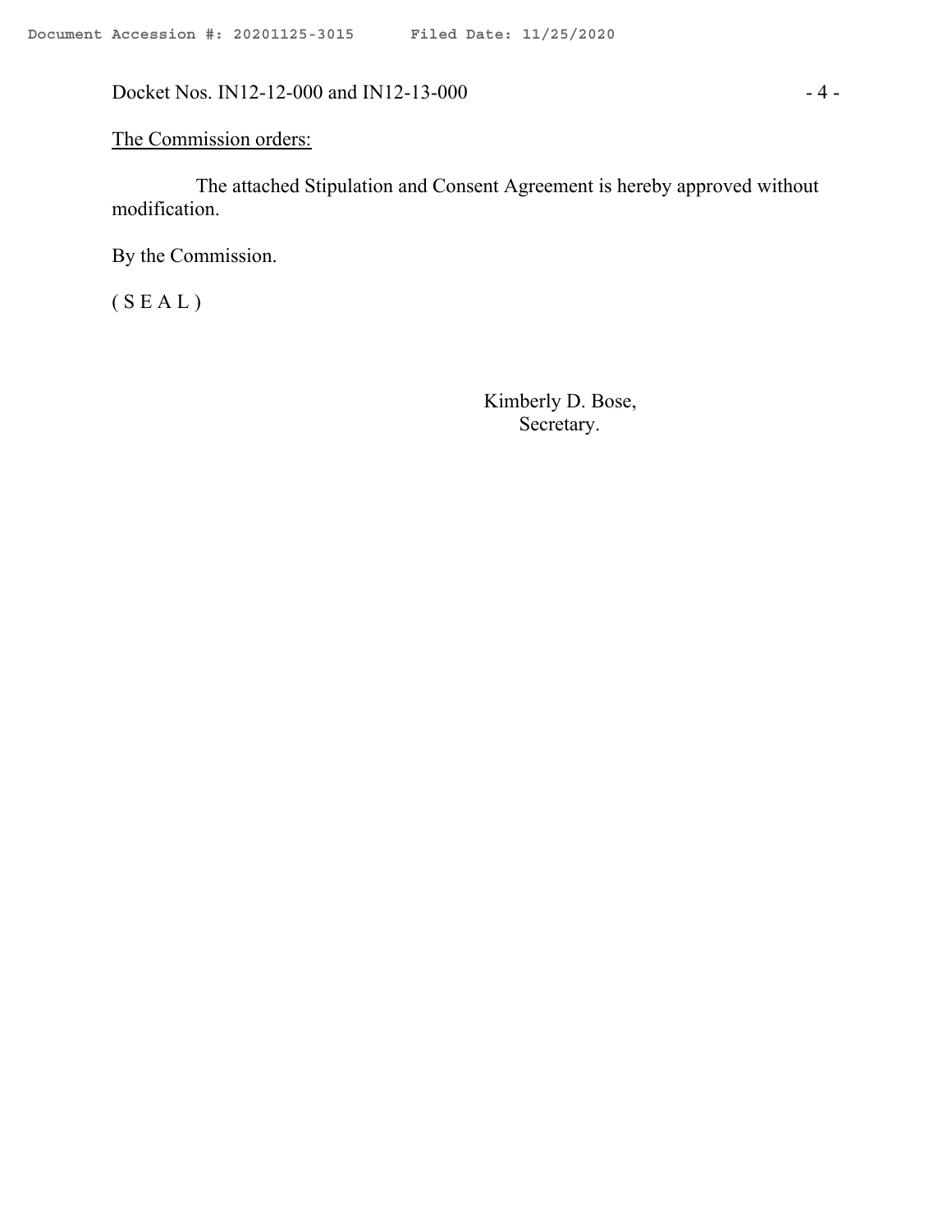The Commission orders:

The attached Stipulation and Consent Agreement is hereby approved without modification.

By the Commission.

( S E A L )

Kimberly D. Bose,
Secretary.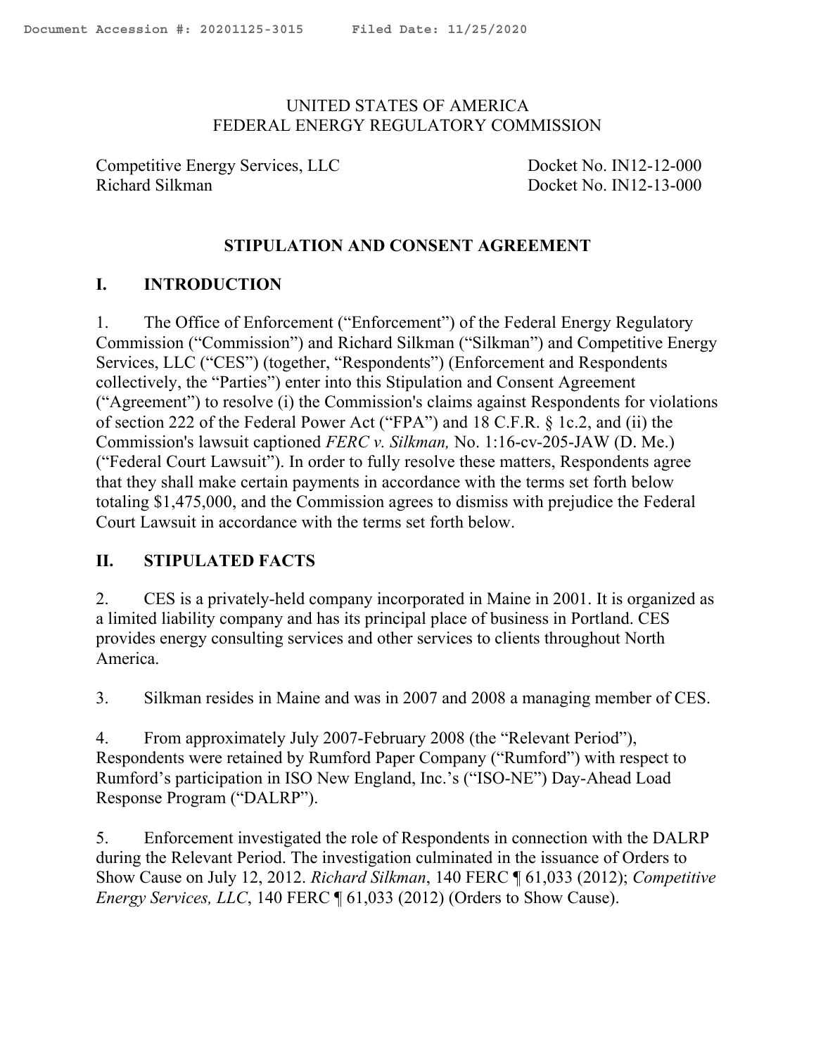UNITED STATES OF AMERICA
FEDERAL ENERGY REGULATORY COMMISSION

Competitive Energy Services, LLC — Docket No. IN12-12-000
Richard Silkman — Docket No. IN12-13-000

## STIPULATION AND CONSENT AGREEMENT

## I. INTRODUCTION

1. The Office of Enforcement ("Enforcement") of the Federal Energy Regulatory Commission ("Commission") and Richard Silkman ("Silkman") and Competitive Energy Services, LLC ("CES") (together, "Respondents") (Enforcement and Respondents collectively, the "Parties") enter into this Stipulation and Consent Agreement ("Agreement") to resolve (i) the Commission's claims against Respondents for violations of section 222 of the Federal Power Act ("FPA") and 18 C.F.R. § 1c.2, and (ii) the Commission's lawsuit captioned *FERC v. Silkman,* No. 1:16-cv-205-JAW (D. Me.) ("Federal Court Lawsuit"). In order to fully resolve these matters, Respondents agree that they shall make certain payments in accordance with the terms set forth below totaling $1,475,000, and the Commission agrees to dismiss with prejudice the Federal Court Lawsuit in accordance with the terms set forth below.

## II. STIPULATED FACTS

2. CES is a privately-held company incorporated in Maine in 2001. It is organized as a limited liability company and has its principal place of business in Portland. CES provides energy consulting services and other services to clients throughout North America.

3. Silkman resides in Maine and was in 2007 and 2008 a managing member of CES.

4. From approximately July 2007-February 2008 (the "Relevant Period"), Respondents were retained by Rumford Paper Company ("Rumford") with respect to Rumford's participation in ISO New England, Inc.'s ("ISO-NE") Day-Ahead Load Response Program ("DALRP").

5. Enforcement investigated the role of Respondents in connection with the DALRP during the Relevant Period. The investigation culminated in the issuance of Orders to Show Cause on July 12, 2012. *Richard Silkman*, 140 FERC ¶ 61,033 (2012); *Competitive Energy Services, LLC*, 140 FERC ¶ 61,033 (2012) (Orders to Show Cause).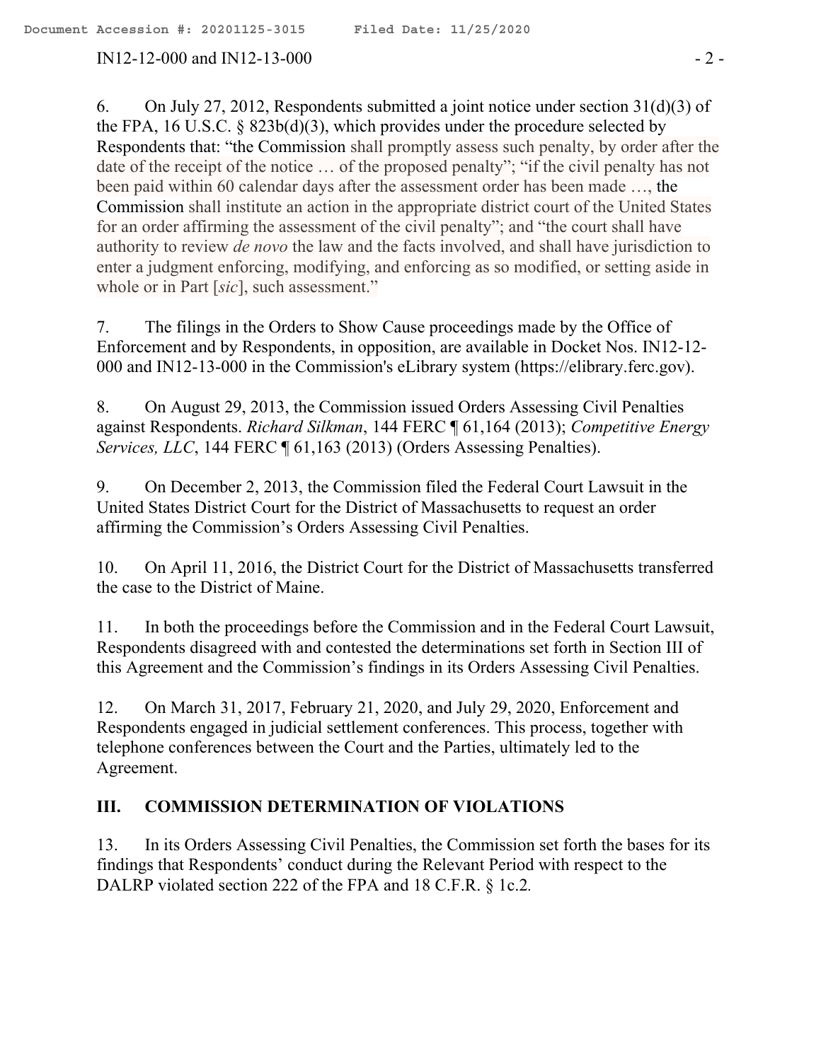6. On July 27, 2012, Respondents submitted a joint notice under section 31(d)(3) of the FPA, 16 U.S.C. § 823b(d)(3), which provides under the procedure selected by Respondents that: "the Commission shall promptly assess such penalty, by order after the date of the receipt of the notice … of the proposed penalty"; "if the civil penalty has not been paid within 60 calendar days after the assessment order has been made …, the Commission shall institute an action in the appropriate district court of the United States for an order affirming the assessment of the civil penalty"; and "the court shall have authority to review *de novo* the law and the facts involved, and shall have jurisdiction to enter a judgment enforcing, modifying, and enforcing as so modified, or setting aside in whole or in Part [*sic*], such assessment."

7. The filings in the Orders to Show Cause proceedings made by the Office of Enforcement and by Respondents, in opposition, are available in Docket Nos. IN12-12-000 and IN12-13-000 in the Commission's eLibrary system (https://elibrary.ferc.gov).

8. On August 29, 2013, the Commission issued Orders Assessing Civil Penalties against Respondents. *Richard Silkman*, 144 FERC ¶ 61,164 (2013); *Competitive Energy Services, LLC*, 144 FERC ¶ 61,163 (2013) (Orders Assessing Penalties).

9. On December 2, 2013, the Commission filed the Federal Court Lawsuit in the United States District Court for the District of Massachusetts to request an order affirming the Commission's Orders Assessing Civil Penalties.

10. On April 11, 2016, the District Court for the District of Massachusetts transferred the case to the District of Maine.

11. In both the proceedings before the Commission and in the Federal Court Lawsuit, Respondents disagreed with and contested the determinations set forth in Section III of this Agreement and the Commission's findings in its Orders Assessing Civil Penalties.

12. On March 31, 2017, February 21, 2020, and July 29, 2020, Enforcement and Respondents engaged in judicial settlement conferences. This process, together with telephone conferences between the Court and the Parties, ultimately led to the Agreement.

## III. COMMISSION DETERMINATION OF VIOLATIONS

13. In its Orders Assessing Civil Penalties, the Commission set forth the bases for its findings that Respondents' conduct during the Relevant Period with respect to the DALRP violated section 222 of the FPA and 18 C.F.R. § 1c.2.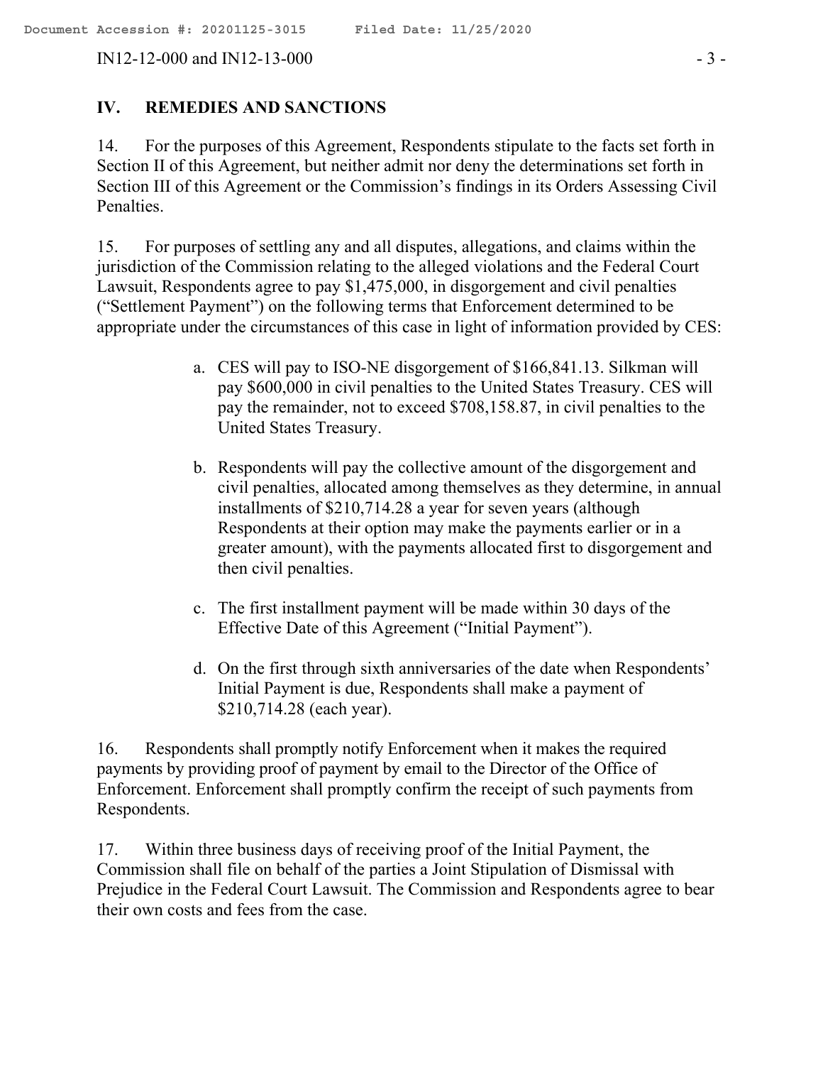## IV. REMEDIES AND SANCTIONS

14. For the purposes of this Agreement, Respondents stipulate to the facts set forth in Section II of this Agreement, but neither admit nor deny the determinations set forth in Section III of this Agreement or the Commission's findings in its Orders Assessing Civil Penalties.

15. For purposes of settling any and all disputes, allegations, and claims within the jurisdiction of the Commission relating to the alleged violations and the Federal Court Lawsuit, Respondents agree to pay $1,475,000, in disgorgement and civil penalties ("Settlement Payment") on the following terms that Enforcement determined to be appropriate under the circumstances of this case in light of information provided by CES:

a. CES will pay to ISO-NE disgorgement of $166,841.13. Silkman will pay $600,000 in civil penalties to the United States Treasury. CES will pay the remainder, not to exceed $708,158.87, in civil penalties to the United States Treasury.

b. Respondents will pay the collective amount of the disgorgement and civil penalties, allocated among themselves as they determine, in annual installments of $210,714.28 a year for seven years (although Respondents at their option may make the payments earlier or in a greater amount), with the payments allocated first to disgorgement and then civil penalties.

c. The first installment payment will be made within 30 days of the Effective Date of this Agreement ("Initial Payment").

d. On the first through sixth anniversaries of the date when Respondents' Initial Payment is due, Respondents shall make a payment of $210,714.28 (each year).

16. Respondents shall promptly notify Enforcement when it makes the required payments by providing proof of payment by email to the Director of the Office of Enforcement. Enforcement shall promptly confirm the receipt of such payments from Respondents.

17. Within three business days of receiving proof of the Initial Payment, the Commission shall file on behalf of the parties a Joint Stipulation of Dismissal with Prejudice in the Federal Court Lawsuit. The Commission and Respondents agree to bear their own costs and fees from the case.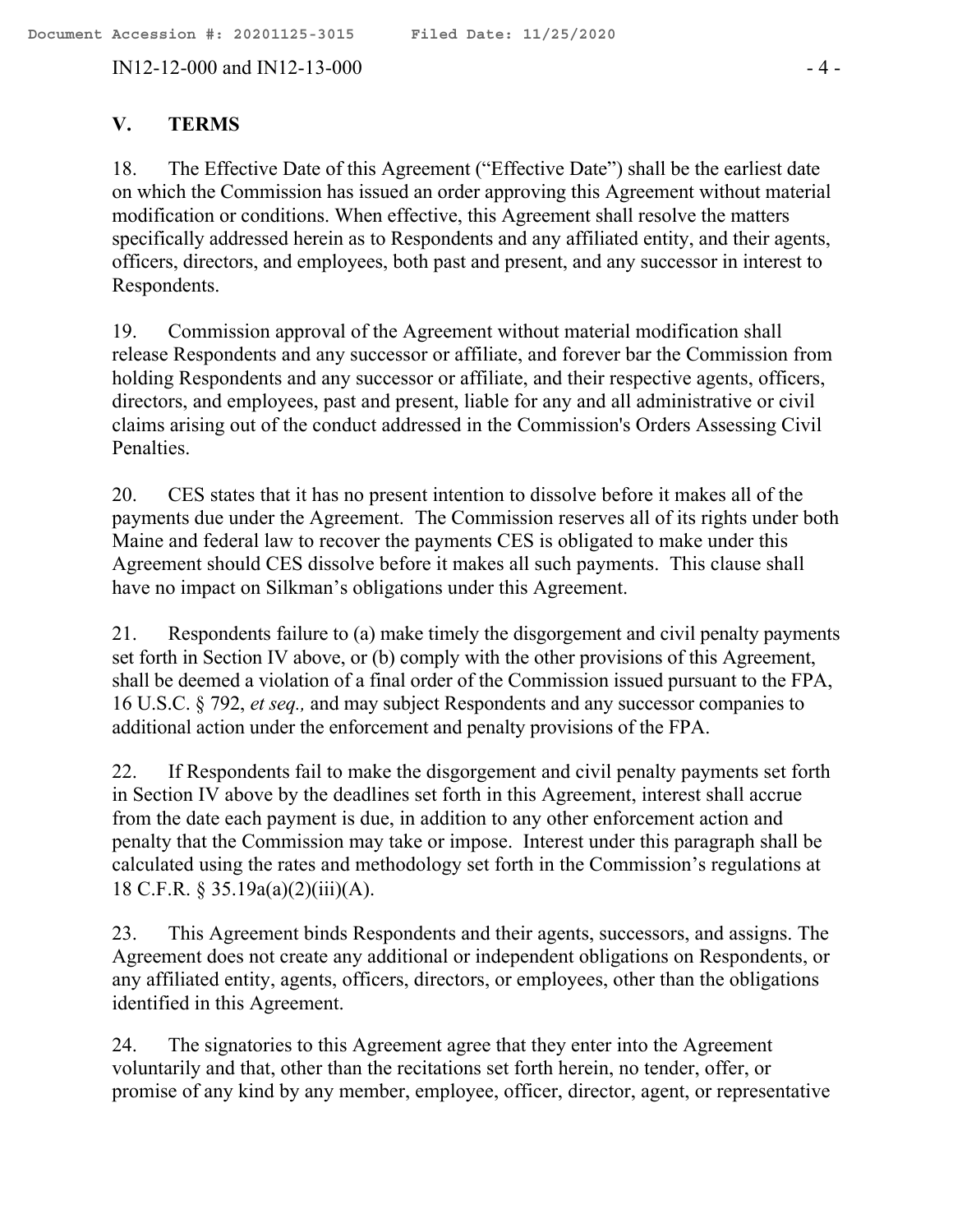## V. TERMS

18. The Effective Date of this Agreement ("Effective Date") shall be the earliest date on which the Commission has issued an order approving this Agreement without material modification or conditions. When effective, this Agreement shall resolve the matters specifically addressed herein as to Respondents and any affiliated entity, and their agents, officers, directors, and employees, both past and present, and any successor in interest to Respondents.

19. Commission approval of the Agreement without material modification shall release Respondents and any successor or affiliate, and forever bar the Commission from holding Respondents and any successor or affiliate, and their respective agents, officers, directors, and employees, past and present, liable for any and all administrative or civil claims arising out of the conduct addressed in the Commission's Orders Assessing Civil Penalties.

20. CES states that it has no present intention to dissolve before it makes all of the payments due under the Agreement. The Commission reserves all of its rights under both Maine and federal law to recover the payments CES is obligated to make under this Agreement should CES dissolve before it makes all such payments. This clause shall have no impact on Silkman's obligations under this Agreement.

21. Respondents failure to (a) make timely the disgorgement and civil penalty payments set forth in Section IV above, or (b) comply with the other provisions of this Agreement, shall be deemed a violation of a final order of the Commission issued pursuant to the FPA, 16 U.S.C. § 792, *et seq.,* and may subject Respondents and any successor companies to additional action under the enforcement and penalty provisions of the FPA.

22. If Respondents fail to make the disgorgement and civil penalty payments set forth in Section IV above by the deadlines set forth in this Agreement, interest shall accrue from the date each payment is due, in addition to any other enforcement action and penalty that the Commission may take or impose. Interest under this paragraph shall be calculated using the rates and methodology set forth in the Commission's regulations at 18 C.F.R. § 35.19a(a)(2)(iii)(A).

23. This Agreement binds Respondents and their agents, successors, and assigns. The Agreement does not create any additional or independent obligations on Respondents, or any affiliated entity, agents, officers, directors, or employees, other than the obligations identified in this Agreement.

24. The signatories to this Agreement agree that they enter into the Agreement voluntarily and that, other than the recitations set forth herein, no tender, offer, or promise of any kind by any member, employee, officer, director, agent, or representative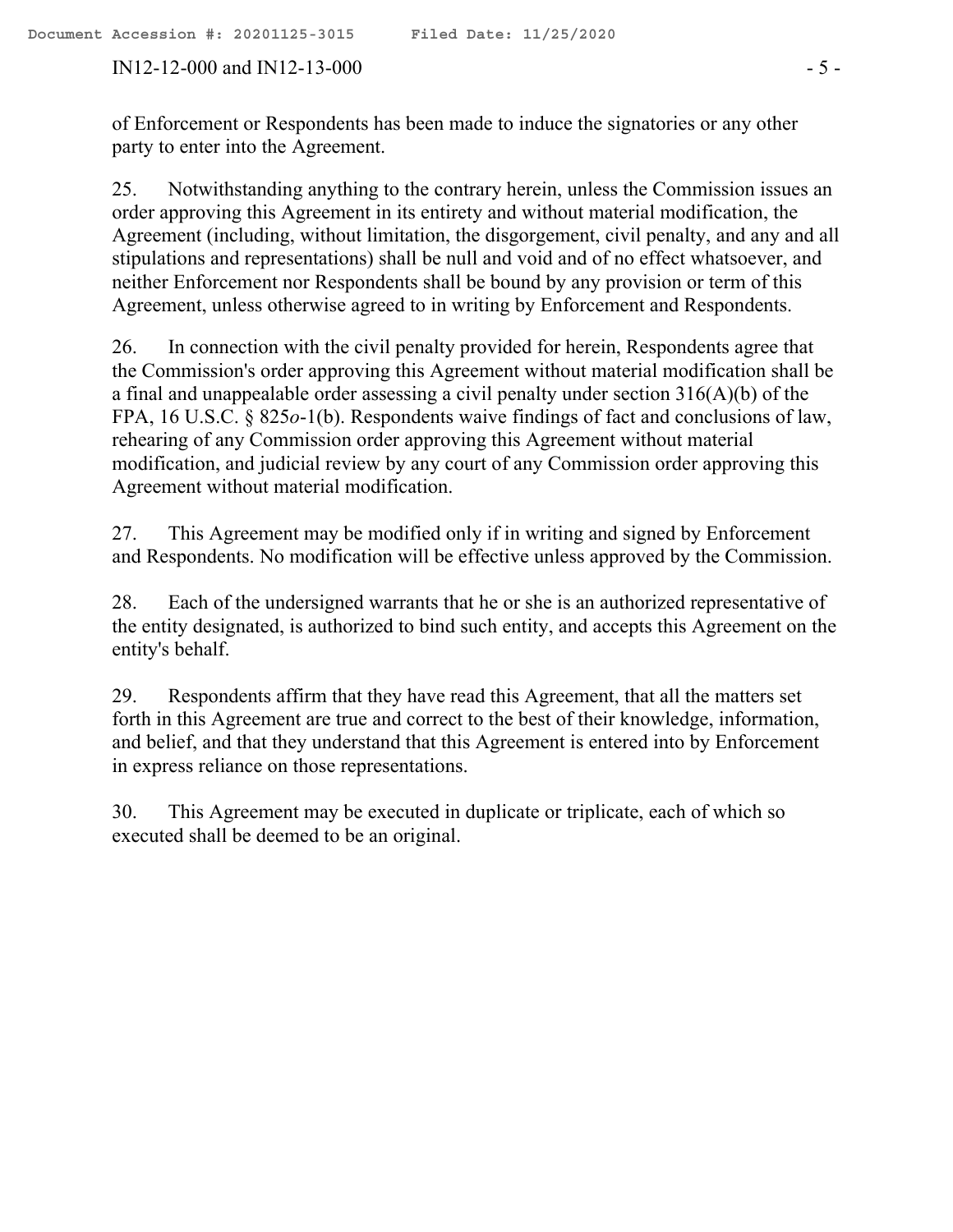of Enforcement or Respondents has been made to induce the signatories or any other party to enter into the Agreement.

25. Notwithstanding anything to the contrary herein, unless the Commission issues an order approving this Agreement in its entirety and without material modification, the Agreement (including, without limitation, the disgorgement, civil penalty, and any and all stipulations and representations) shall be null and void and of no effect whatsoever, and neither Enforcement nor Respondents shall be bound by any provision or term of this Agreement, unless otherwise agreed to in writing by Enforcement and Respondents.

26. In connection with the civil penalty provided for herein, Respondents agree that the Commission's order approving this Agreement without material modification shall be a final and unappealable order assessing a civil penalty under section 316(A)(b) of the FPA, 16 U.S.C. § 825*o*-1(b). Respondents waive findings of fact and conclusions of law, rehearing of any Commission order approving this Agreement without material modification, and judicial review by any court of any Commission order approving this Agreement without material modification.

27. This Agreement may be modified only if in writing and signed by Enforcement and Respondents. No modification will be effective unless approved by the Commission.

28. Each of the undersigned warrants that he or she is an authorized representative of the entity designated, is authorized to bind such entity, and accepts this Agreement on the entity's behalf.

29. Respondents affirm that they have read this Agreement, that all the matters set forth in this Agreement are true and correct to the best of their knowledge, information, and belief, and that they understand that this Agreement is entered into by Enforcement in express reliance on those representations.

30. This Agreement may be executed in duplicate or triplicate, each of which so executed shall be deemed to be an original.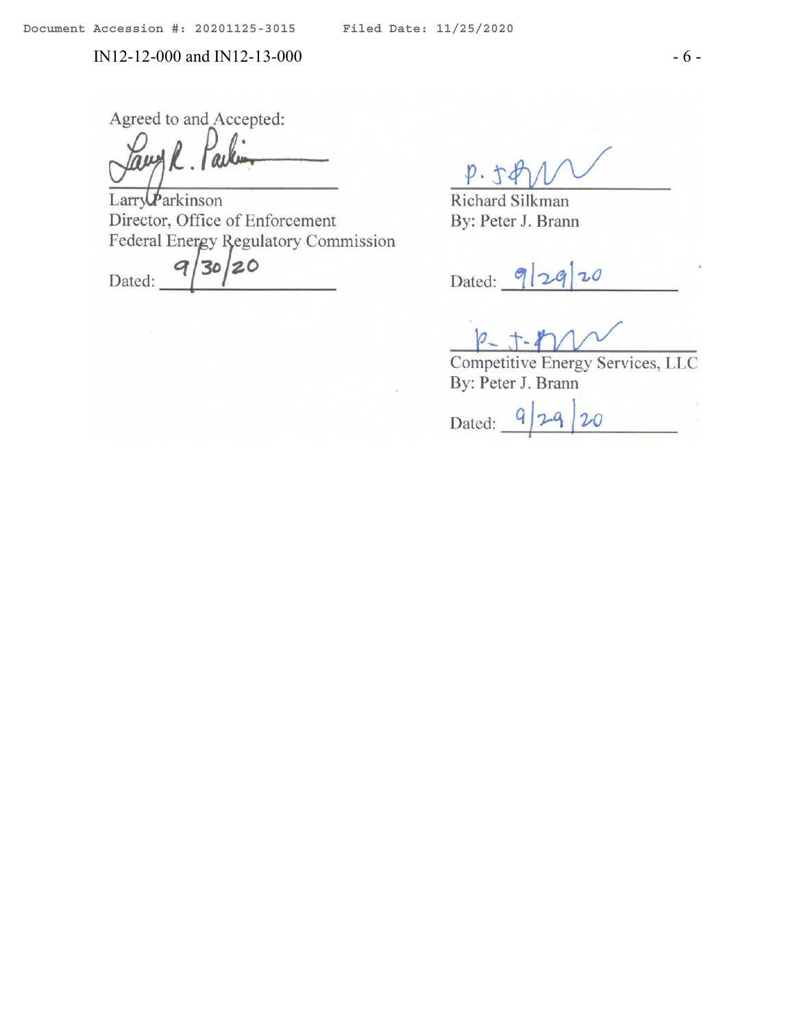Agreed to and Accepted:

Larry Parkinson
Director, Office of Enforcement
Federal Energy Regulatory Commission

Dated: 9/30/20

Richard Silkman
By: Peter J. Brann

Dated: 9/29/20

Competitive Energy Services, LLC
By: Peter J. Brann

Dated: 9/29/20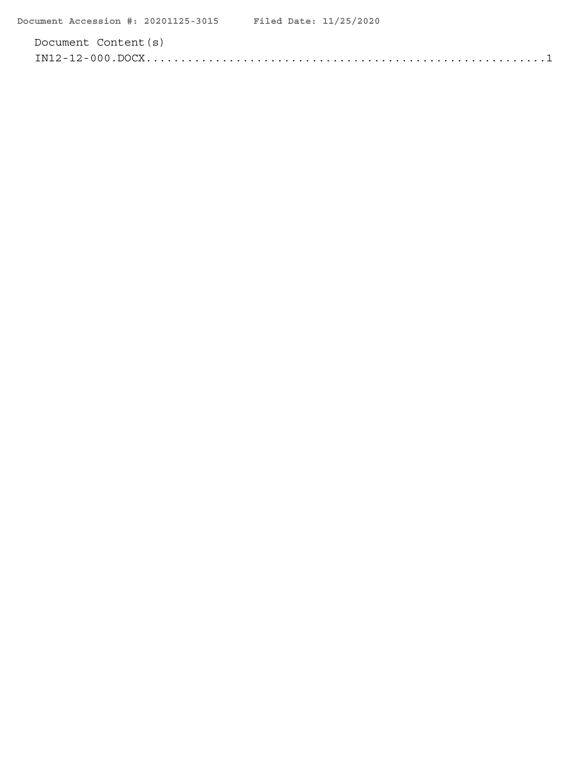Document Accession #: 20201125-3015 Filed Date: 11/25/2020

Document Content(s)

IN12-12-000.DOCX.................................................1